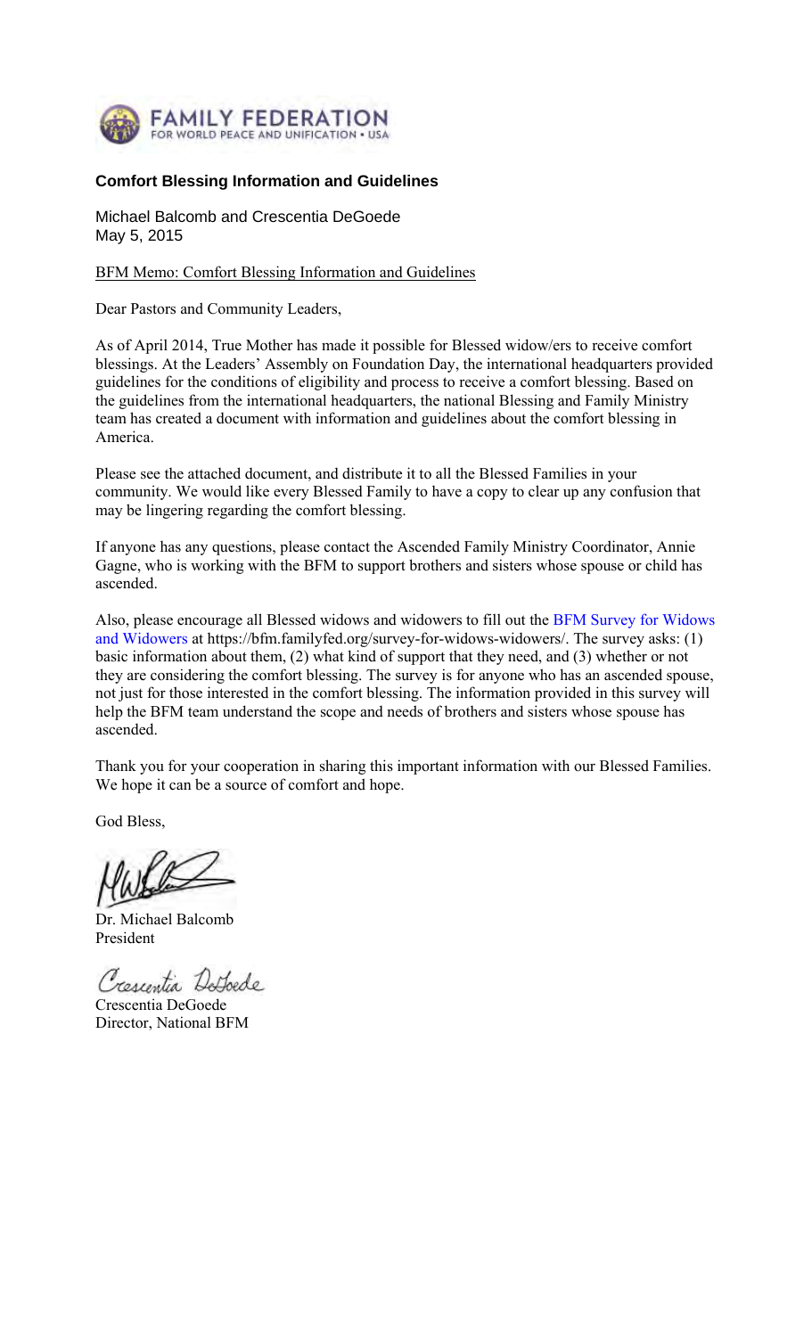FAMILY FEDERATION
FOR WORLD PEACE AND UNIFICATION • USA

## Comfort Blessing Information and Guidelines

Michael Balcomb and Crescentia DeGoede
May 5, 2015

BFM Memo: Comfort Blessing Information and Guidelines

Dear Pastors and Community Leaders,

As of April 2014, True Mother has made it possible for Blessed widow/ers to receive comfort blessings. At the Leaders' Assembly on Foundation Day, the international headquarters provided guidelines for the conditions of eligibility and process to receive a comfort blessing. Based on the guidelines from the international headquarters, the national Blessing and Family Ministry team has created a document with information and guidelines about the comfort blessing in America.

Please see the attached document, and distribute it to all the Blessed Families in your community. We would like every Blessed Family to have a copy to clear up any confusion that may be lingering regarding the comfort blessing.

If anyone has any questions, please contact the Ascended Family Ministry Coordinator, Annie Gagne, who is working with the BFM to support brothers and sisters whose spouse or child has ascended.

Also, please encourage all Blessed widows and widowers to fill out the BFM Survey for Widows and Widowers at https://bfm.familyfed.org/survey-for-widows-widowers/. The survey asks: (1) basic information about them, (2) what kind of support that they need, and (3) whether or not they are considering the comfort blessing. The survey is for anyone who has an ascended spouse, not just for those interested in the comfort blessing. The information provided in this survey will help the BFM team understand the scope and needs of brothers and sisters whose spouse has ascended.

Thank you for your cooperation in sharing this important information with our Blessed Families. We hope it can be a source of comfort and hope.

God Bless,

Dr. Michael Balcomb
President

Crescentia DeGoede
Director, National BFM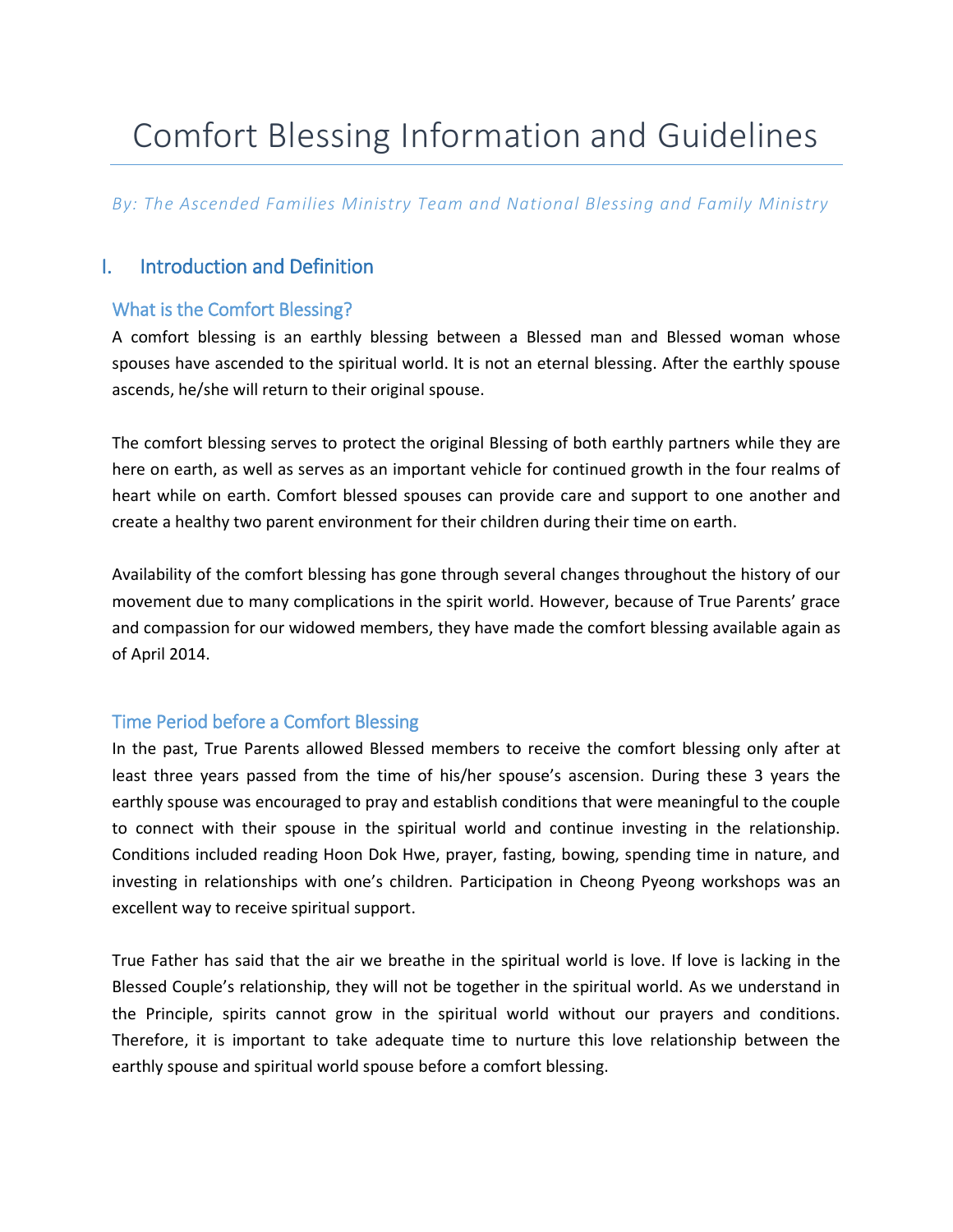# Comfort Blessing Information and Guidelines

*By: The Ascended Families Ministry Team and National Blessing and Family Ministry*

## I. Introduction and Definition

### What is the Comfort Blessing?

A comfort blessing is an earthly blessing between a Blessed man and Blessed woman whose spouses have ascended to the spiritual world. It is not an eternal blessing. After the earthly spouse ascends, he/she will return to their original spouse.

The comfort blessing serves to protect the original Blessing of both earthly partners while they are here on earth, as well as serves as an important vehicle for continued growth in the four realms of heart while on earth. Comfort blessed spouses can provide care and support to one another and create a healthy two parent environment for their children during their time on earth.

Availability of the comfort blessing has gone through several changes throughout the history of our movement due to many complications in the spirit world. However, because of True Parents' grace and compassion for our widowed members, they have made the comfort blessing available again as of April 2014.

### Time Period before a Comfort Blessing

In the past, True Parents allowed Blessed members to receive the comfort blessing only after at least three years passed from the time of his/her spouse's ascension. During these 3 years the earthly spouse was encouraged to pray and establish conditions that were meaningful to the couple to connect with their spouse in the spiritual world and continue investing in the relationship. Conditions included reading Hoon Dok Hwe, prayer, fasting, bowing, spending time in nature, and investing in relationships with one's children. Participation in Cheong Pyeong workshops was an excellent way to receive spiritual support.

True Father has said that the air we breathe in the spiritual world is love. If love is lacking in the Blessed Couple's relationship, they will not be together in the spiritual world. As we understand in the Principle, spirits cannot grow in the spiritual world without our prayers and conditions. Therefore, it is important to take adequate time to nurture this love relationship between the earthly spouse and spiritual world spouse before a comfort blessing.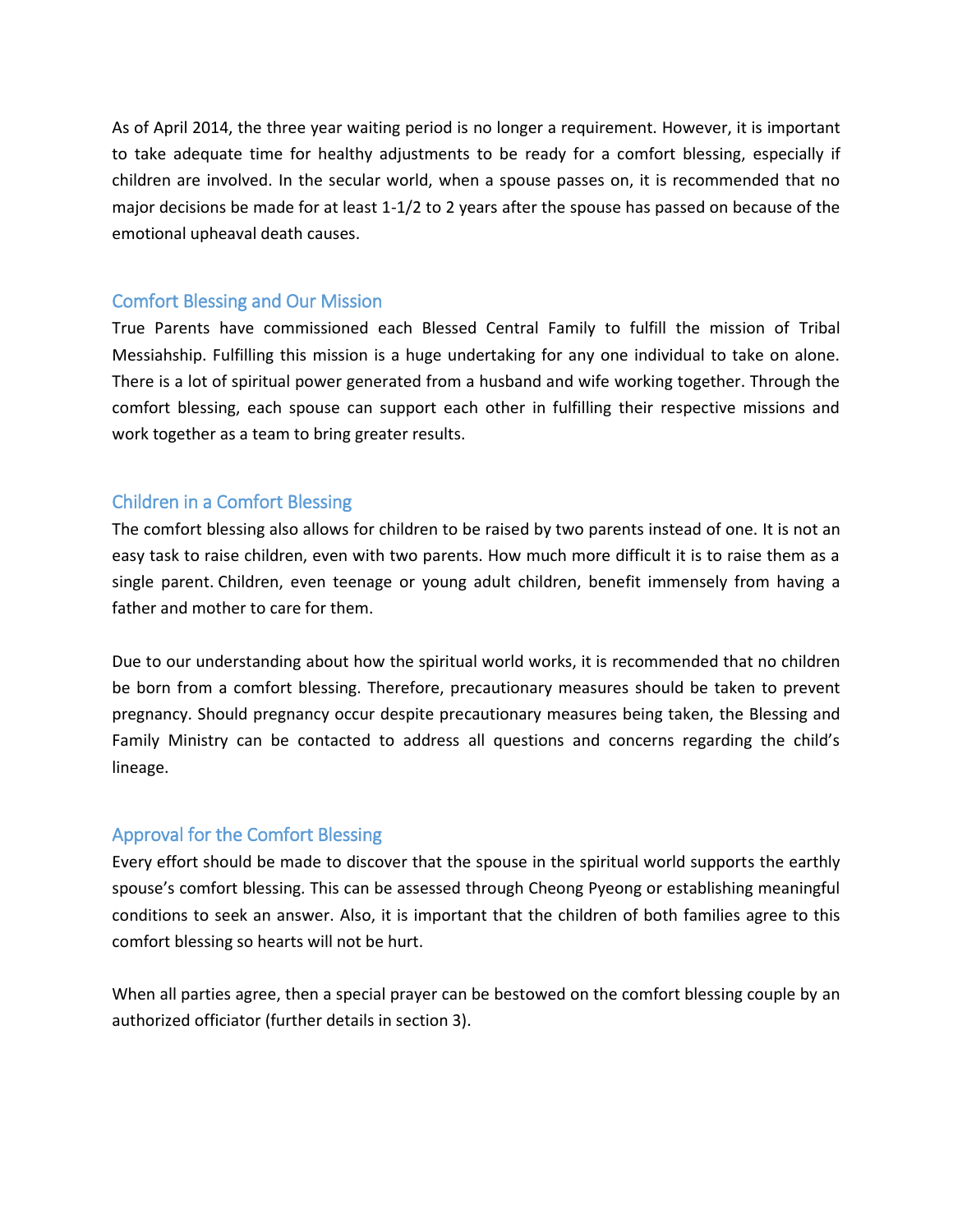As of April 2014, the three year waiting period is no longer a requirement. However, it is important to take adequate time for healthy adjustments to be ready for a comfort blessing, especially if children are involved. In the secular world, when a spouse passes on, it is recommended that no major decisions be made for at least 1-1/2 to 2 years after the spouse has passed on because of the emotional upheaval death causes.

## Comfort Blessing and Our Mission

True Parents have commissioned each Blessed Central Family to fulfill the mission of Tribal Messiahship. Fulfilling this mission is a huge undertaking for any one individual to take on alone. There is a lot of spiritual power generated from a husband and wife working together. Through the comfort blessing, each spouse can support each other in fulfilling their respective missions and work together as a team to bring greater results.

## Children in a Comfort Blessing

The comfort blessing also allows for children to be raised by two parents instead of one. It is not an easy task to raise children, even with two parents. How much more difficult it is to raise them as a single parent. Children, even teenage or young adult children, benefit immensely from having a father and mother to care for them.

Due to our understanding about how the spiritual world works, it is recommended that no children be born from a comfort blessing. Therefore, precautionary measures should be taken to prevent pregnancy. Should pregnancy occur despite precautionary measures being taken, the Blessing and Family Ministry can be contacted to address all questions and concerns regarding the child's lineage.

## Approval for the Comfort Blessing

Every effort should be made to discover that the spouse in the spiritual world supports the earthly spouse's comfort blessing. This can be assessed through Cheong Pyeong or establishing meaningful conditions to seek an answer. Also, it is important that the children of both families agree to this comfort blessing so hearts will not be hurt.

When all parties agree, then a special prayer can be bestowed on the comfort blessing couple by an authorized officiator (further details in section 3).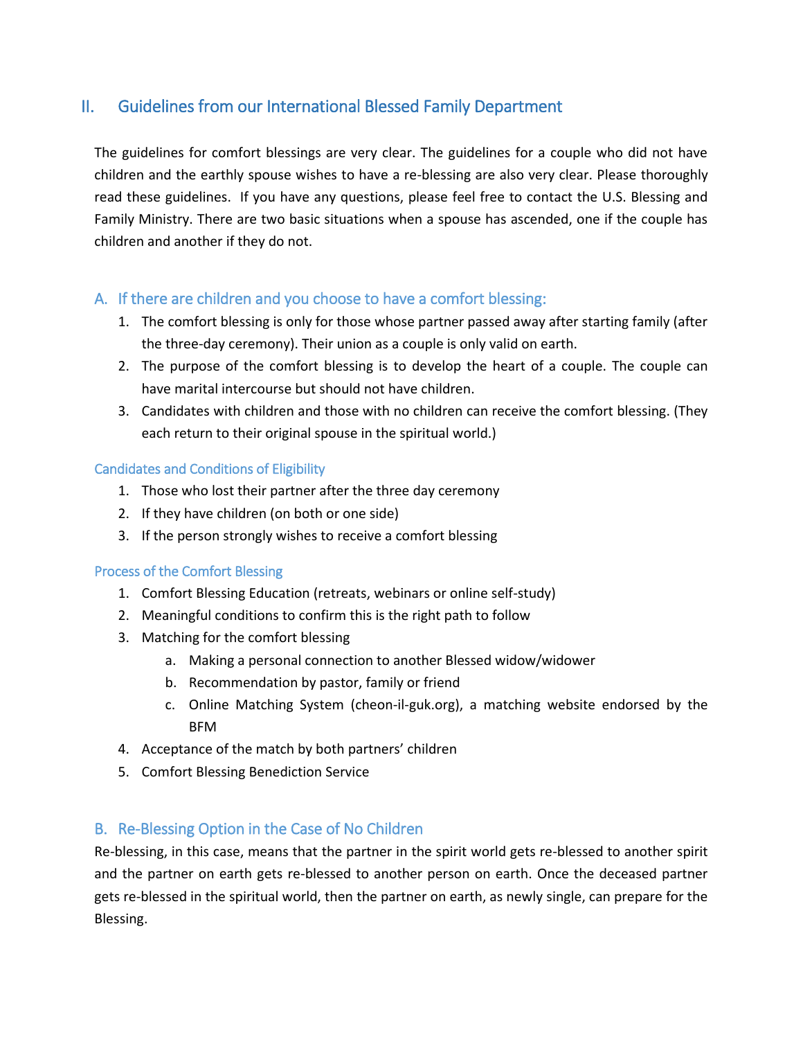## II. Guidelines from our International Blessed Family Department

The guidelines for comfort blessings are very clear. The guidelines for a couple who did not have children and the earthly spouse wishes to have a re-blessing are also very clear. Please thoroughly read these guidelines. If you have any questions, please feel free to contact the U.S. Blessing and Family Ministry. There are two basic situations when a spouse has ascended, one if the couple has children and another if they do not.

### A. If there are children and you choose to have a comfort blessing:

1. The comfort blessing is only for those whose partner passed away after starting family (after the three-day ceremony). Their union as a couple is only valid on earth.
2. The purpose of the comfort blessing is to develop the heart of a couple. The couple can have marital intercourse but should not have children.
3. Candidates with children and those with no children can receive the comfort blessing. (They each return to their original spouse in the spiritual world.)

#### Candidates and Conditions of Eligibility

1. Those who lost their partner after the three day ceremony
2. If they have children (on both or one side)
3. If the person strongly wishes to receive a comfort blessing

#### Process of the Comfort Blessing

1. Comfort Blessing Education (retreats, webinars or online self-study)
2. Meaningful conditions to confirm this is the right path to follow
3. Matching for the comfort blessing
   a. Making a personal connection to another Blessed widow/widower
   b. Recommendation by pastor, family or friend
   c. Online Matching System (cheon-il-guk.org), a matching website endorsed by the BFM
4. Acceptance of the match by both partners' children
5. Comfort Blessing Benediction Service

### B. Re-Blessing Option in the Case of No Children

Re-blessing, in this case, means that the partner in the spirit world gets re-blessed to another spirit and the partner on earth gets re-blessed to another person on earth. Once the deceased partner gets re-blessed in the spiritual world, then the partner on earth, as newly single, can prepare for the Blessing.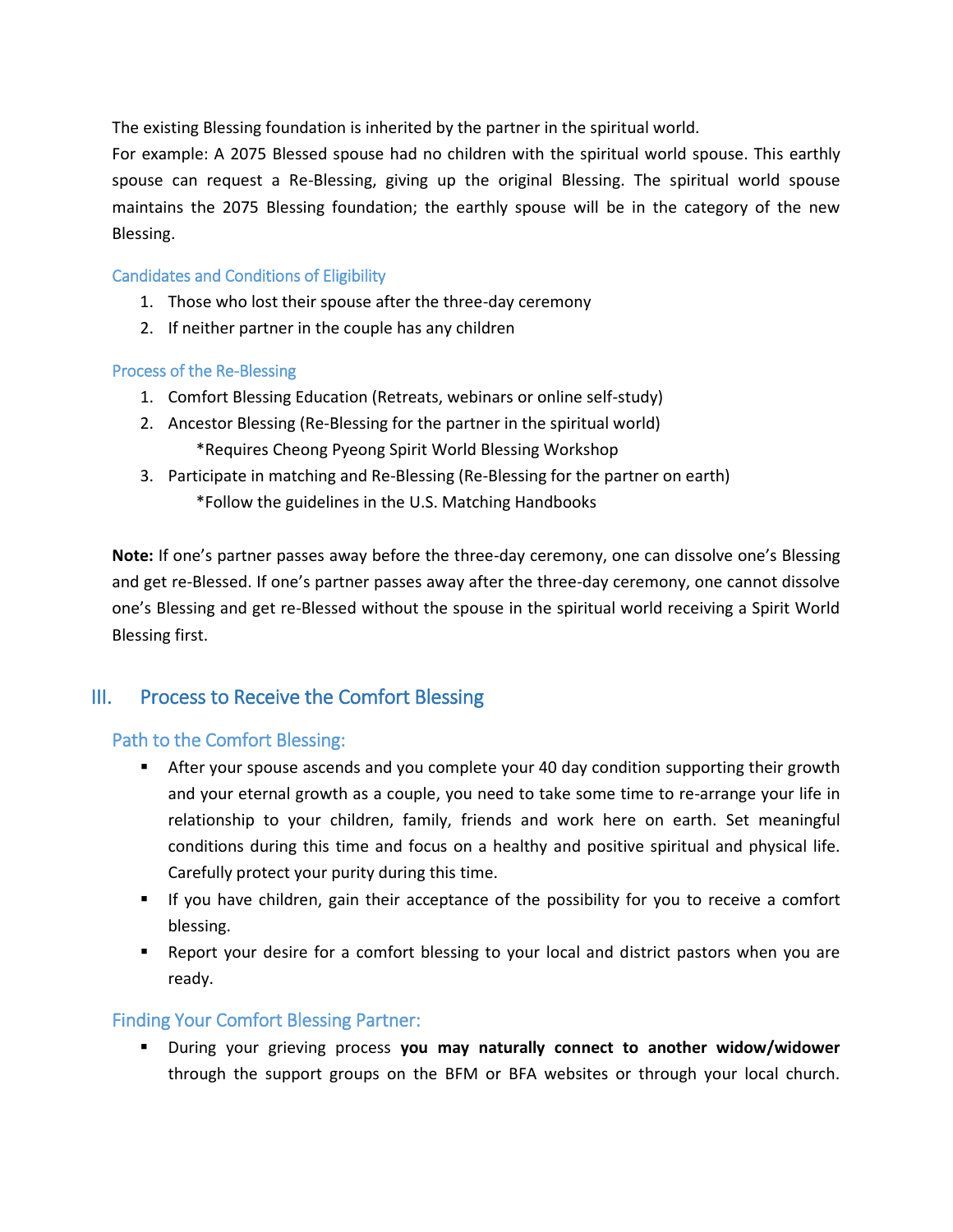The existing Blessing foundation is inherited by the partner in the spiritual world.

For example: A 2075 Blessed spouse had no children with the spiritual world spouse. This earthly spouse can request a Re-Blessing, giving up the original Blessing. The spiritual world spouse maintains the 2075 Blessing foundation; the earthly spouse will be in the category of the new Blessing.

### Candidates and Conditions of Eligibility

1. Those who lost their spouse after the three-day ceremony
2. If neither partner in the couple has any children

### Process of the Re-Blessing

1. Comfort Blessing Education (Retreats, webinars or online self-study)
2. Ancestor Blessing (Re-Blessing for the partner in the spiritual world)
   *Requires Cheong Pyeong Spirit World Blessing Workshop
3. Participate in matching and Re-Blessing (Re-Blessing for the partner on earth)
   *Follow the guidelines in the U.S. Matching Handbooks

**Note:** If one's partner passes away before the three-day ceremony, one can dissolve one's Blessing and get re-Blessed. If one's partner passes away after the three-day ceremony, one cannot dissolve one's Blessing and get re-Blessed without the spouse in the spiritual world receiving a Spirit World Blessing first.

## III. Process to Receive the Comfort Blessing

### Path to the Comfort Blessing:

- After your spouse ascends and you complete your 40 day condition supporting their growth and your eternal growth as a couple, you need to take some time to re-arrange your life in relationship to your children, family, friends and work here on earth. Set meaningful conditions during this time and focus on a healthy and positive spiritual and physical life. Carefully protect your purity during this time.
- If you have children, gain their acceptance of the possibility for you to receive a comfort blessing.
- Report your desire for a comfort blessing to your local and district pastors when you are ready.

### Finding Your Comfort Blessing Partner:

- During your grieving process **you may naturally connect to another widow/widower** through the support groups on the BFM or BFA websites or through your local church.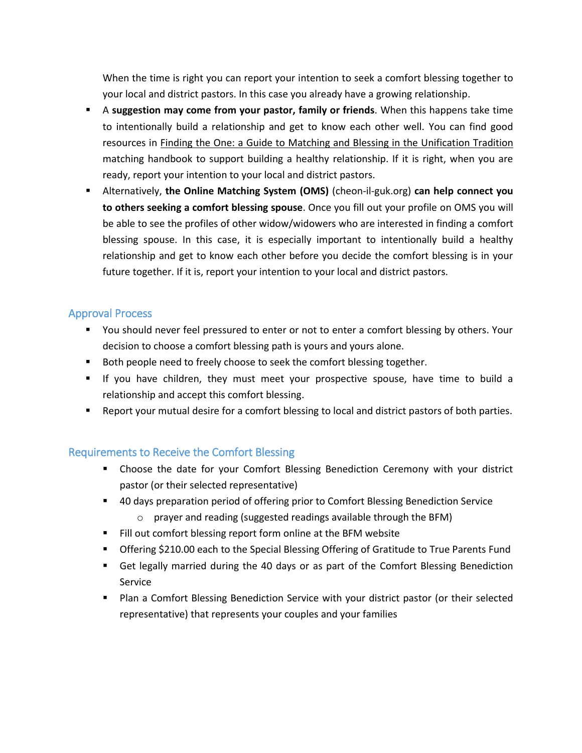When the time is right you can report your intention to seek a comfort blessing together to your local and district pastors. In this case you already have a growing relationship.

- A **suggestion may come from your pastor, family or friends**. When this happens take time to intentionally build a relationship and get to know each other well. You can find good resources in Finding the One: a Guide to Matching and Blessing in the Unification Tradition matching handbook to support building a healthy relationship. If it is right, when you are ready, report your intention to your local and district pastors.
- Alternatively, **the Online Matching System (OMS)** (cheon-il-guk.org) **can help connect you to others seeking a comfort blessing spouse**. Once you fill out your profile on OMS you will be able to see the profiles of other widow/widowers who are interested in finding a comfort blessing spouse. In this case, it is especially important to intentionally build a healthy relationship and get to know each other before you decide the comfort blessing is in your future together. If it is, report your intention to your local and district pastors.

## Approval Process

- You should never feel pressured to enter or not to enter a comfort blessing by others. Your decision to choose a comfort blessing path is yours and yours alone.
- Both people need to freely choose to seek the comfort blessing together.
- If you have children, they must meet your prospective spouse, have time to build a relationship and accept this comfort blessing.
- Report your mutual desire for a comfort blessing to local and district pastors of both parties.

## Requirements to Receive the Comfort Blessing

- Choose the date for your Comfort Blessing Benediction Ceremony with your district pastor (or their selected representative)
- 40 days preparation period of offering prior to Comfort Blessing Benediction Service
  - prayer and reading (suggested readings available through the BFM)
- Fill out comfort blessing report form online at the BFM website
- Offering $210.00 each to the Special Blessing Offering of Gratitude to True Parents Fund
- Get legally married during the 40 days or as part of the Comfort Blessing Benediction Service
- Plan a Comfort Blessing Benediction Service with your district pastor (or their selected representative) that represents your couples and your families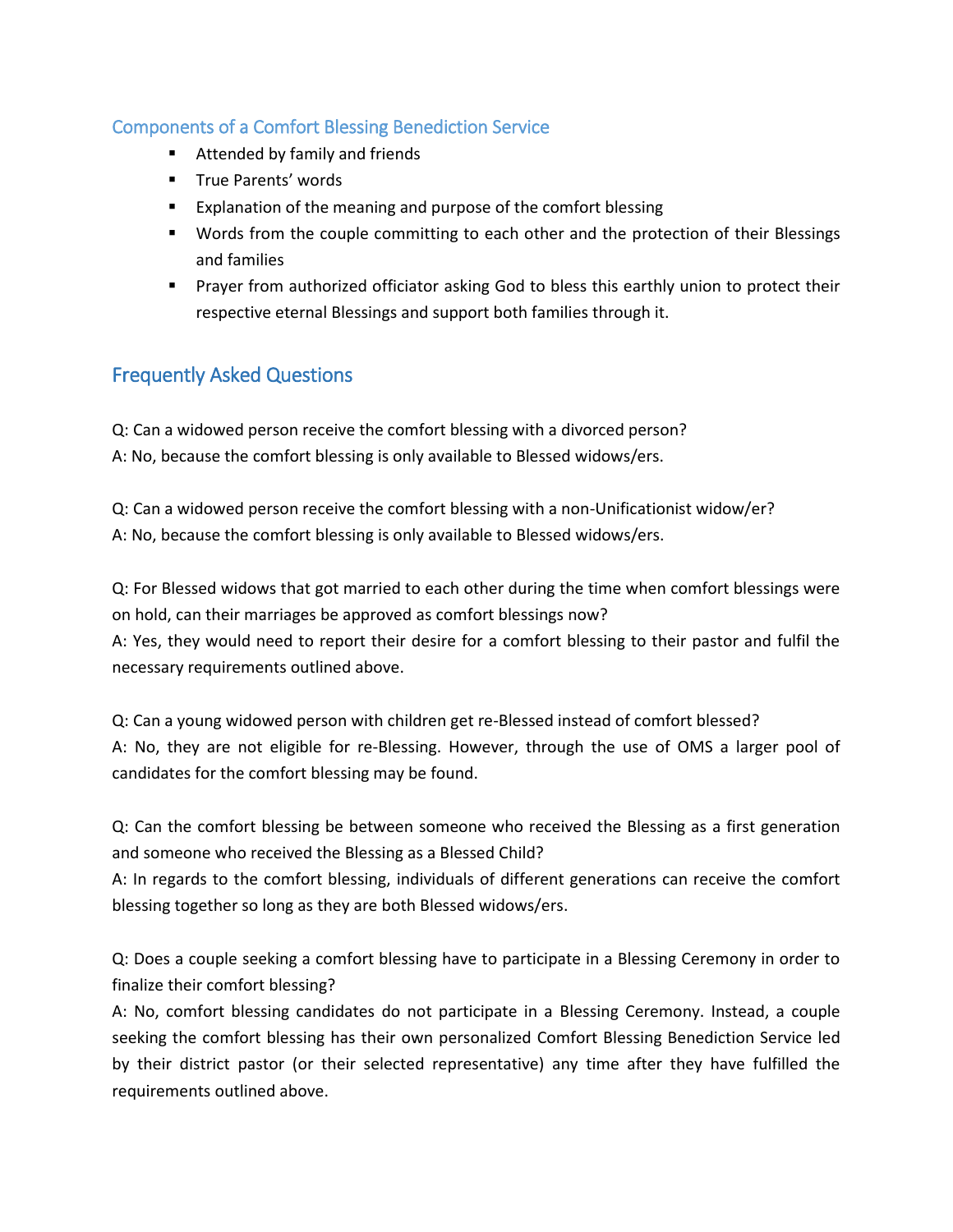## Components of a Comfort Blessing Benediction Service

- Attended by family and friends
- True Parents' words
- Explanation of the meaning and purpose of the comfort blessing
- Words from the couple committing to each other and the protection of their Blessings and families
- Prayer from authorized officiator asking God to bless this earthly union to protect their respective eternal Blessings and support both families through it.

## Frequently Asked Questions

Q: Can a widowed person receive the comfort blessing with a divorced person?
A: No, because the comfort blessing is only available to Blessed widows/ers.

Q: Can a widowed person receive the comfort blessing with a non-Unificationist widow/er?
A: No, because the comfort blessing is only available to Blessed widows/ers.

Q: For Blessed widows that got married to each other during the time when comfort blessings were on hold, can their marriages be approved as comfort blessings now?
A: Yes, they would need to report their desire for a comfort blessing to their pastor and fulfil the necessary requirements outlined above.

Q: Can a young widowed person with children get re-Blessed instead of comfort blessed?
A: No, they are not eligible for re-Blessing. However, through the use of OMS a larger pool of candidates for the comfort blessing may be found.

Q: Can the comfort blessing be between someone who received the Blessing as a first generation and someone who received the Blessing as a Blessed Child?
A: In regards to the comfort blessing, individuals of different generations can receive the comfort blessing together so long as they are both Blessed widows/ers.

Q: Does a couple seeking a comfort blessing have to participate in a Blessing Ceremony in order to finalize their comfort blessing?
A: No, comfort blessing candidates do not participate in a Blessing Ceremony. Instead, a couple seeking the comfort blessing has their own personalized Comfort Blessing Benediction Service led by their district pastor (or their selected representative) any time after they have fulfilled the requirements outlined above.